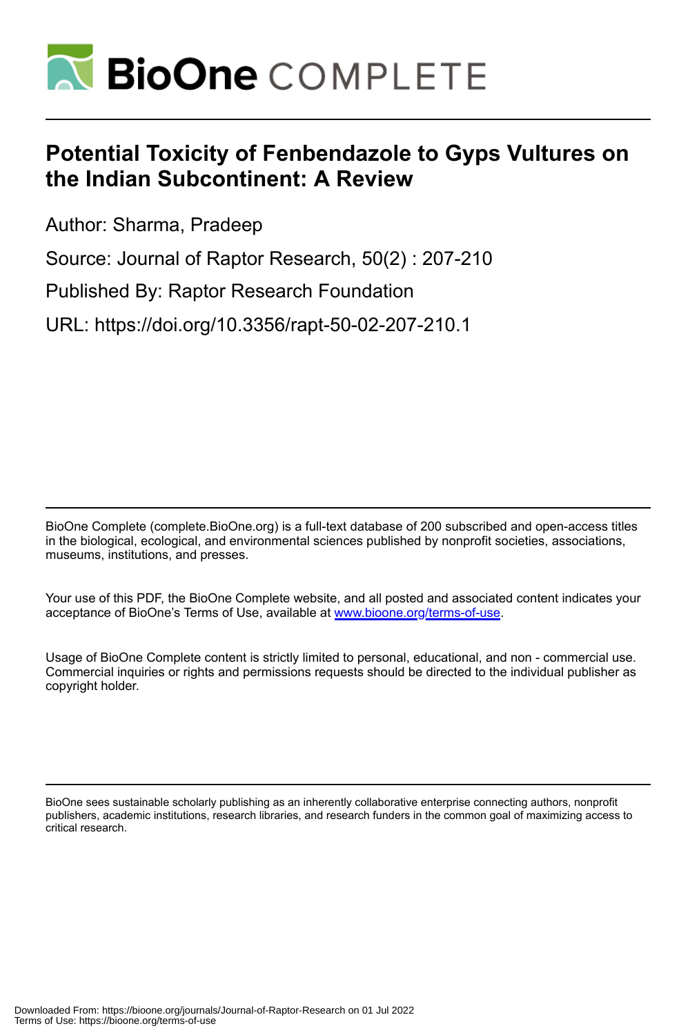# BioOne COMPLETE

## Potential Toxicity of Fenbendazole to Gyps Vultures on the Indian Subcontinent: A Review

Author: Sharma, Pradeep

Source: Journal of Raptor Research, 50(2) : 207-210

Published By: Raptor Research Foundation

URL: https://doi.org/10.3356/rapt-50-02-207-210.1

BioOne Complete (complete.BioOne.org) is a full-text database of 200 subscribed and open-access titles in the biological, ecological, and environmental sciences published by nonprofit societies, associations, museums, institutions, and presses.

Your use of this PDF, the BioOne Complete website, and all posted and associated content indicates your acceptance of BioOne's Terms of Use, available at www.bioone.org/terms-of-use.

Usage of BioOne Complete content is strictly limited to personal, educational, and non - commercial use. Commercial inquiries or rights and permissions requests should be directed to the individual publisher as copyright holder.

BioOne sees sustainable scholarly publishing as an inherently collaborative enterprise connecting authors, nonprofit publishers, academic institutions, research libraries, and research funders in the common goal of maximizing access to critical research.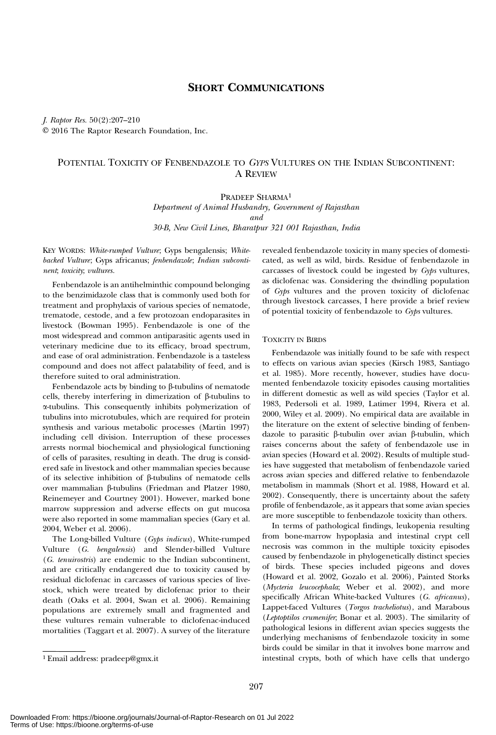## Short Communications

*J. Raptor Res.* 50(2):207–210
© 2016 The Raptor Research Foundation, Inc.

### Potential Toxicity of Fenbendazole to *Gyps* Vultures on the Indian Subcontinent: A Review

Pradeep Sharma[1]
*Department of Animal Husbandry, Government of Rajasthan*
*and*
*30-B, New Civil Lines, Bharatpur 321 001 Rajasthan, India*

Key Words: *White-rumped Vulture*; Gyps bengalensis; *White-backed Vulture*; Gyps africanus; *fenbendazole*; *Indian subcontinent*; *toxicity*; *vultures*.

Fenbendazole is an antihelminthic compound belonging to the benzimidazole class that is commonly used both for treatment and prophylaxis of various species of nematode, trematode, cestode, and a few protozoan endoparasites in livestock (Bowman 1995). Fenbendazole is one of the most widespread and common antiparasitic agents used in veterinary medicine due to its efficacy, broad spectrum, and ease of oral administration. Fenbendazole is a tasteless compound and does not affect palatability of feed, and is therefore suited to oral administration.

Fenbendazole acts by binding to β-tubulins of nematode cells, thereby interfering in dimerization of β-tubulins to α-tubulins. This consequently inhibits polymerization of tubulins into microtubules, which are required for protein synthesis and various metabolic processes (Martin 1997) including cell division. Interruption of these processes arrests normal biochemical and physiological functioning of cells of parasites, resulting in death. The drug is considered safe in livestock and other mammalian species because of its selective inhibition of β-tubulins of nematode cells over mammalian β-tubulins (Friedman and Platzer 1980, Reinemeyer and Courtney 2001). However, marked bone marrow suppression and adverse effects on gut mucosa were also reported in some mammalian species (Gary et al. 2004, Weber et al. 2006).

The Long-billed Vulture (*Gyps indicus*), White-rumped Vulture (*G. bengalensis*) and Slender-billed Vulture (*G. tenuirostris*) are endemic to the Indian subcontinent, and are critically endangered due to toxicity caused by residual diclofenac in carcasses of various species of livestock, which were treated by diclofenac prior to their death (Oaks et al. 2004, Swan et al. 2006). Remaining populations are extremely small and fragmented and these vultures remain vulnerable to diclofenac-induced mortalities (Taggart et al. 2007). A survey of the literature revealed fenbendazole toxicity in many species of domesticated, as well as wild, birds. Residue of fenbendazole in carcasses of livestock could be ingested by *Gyps* vultures, as diclofenac was. Considering the dwindling population of *Gyps* vultures and the proven toxicity of diclofenac through livestock carcasses, I here provide a brief review of potential toxicity of fenbendazole to *Gyps* vultures.

#### Toxicity in Birds

Fenbendazole was initially found to be safe with respect to effects on various avian species (Kirsch 1983, Santiago et al. 1985). More recently, however, studies have documented fenbendazole toxicity episodes causing mortalities in different domestic as well as wild species (Taylor et al. 1983, Pedersoli et al. 1989, Latimer 1994, Rivera et al. 2000, Wiley et al. 2009). No empirical data are available in the literature on the extent of selective binding of fenbendazole to parasitic β-tubulin over avian β-tubulin, which raises concerns about the safety of fenbendazole use in avian species (Howard et al. 2002). Results of multiple studies have suggested that metabolism of fenbendazole varied across avian species and differed relative to fenbendazole metabolism in mammals (Short et al. 1988, Howard et al. 2002). Consequently, there is uncertainty about the safety profile of fenbendazole, as it appears that some avian species are more susceptible to fenbendazole toxicity than others.

In terms of pathological findings, leukopenia resulting from bone-marrow hypoplasia and intestinal crypt cell necrosis was common in the multiple toxicity episodes caused by fenbendazole in phylogenetically distinct species of birds. These species included pigeons and doves (Howard et al. 2002, Gozalo et al. 2006), Painted Storks (*Mycteria leucocephala*; Weber et al. 2002), and more specifically African White-backed Vultures (*G. africanus*), Lappet-faced Vultures (*Torgos tracheliotus*), and Marabous (*Leptoptilos crumenifer*; Bonar et al. 2003). The similarity of pathological lesions in different avian species suggests the underlying mechanisms of fenbendazole toxicity in some birds could be similar in that it involves bone marrow and intestinal crypts, both of which have cells that undergo

[1] Email address: pradeep@gmx.it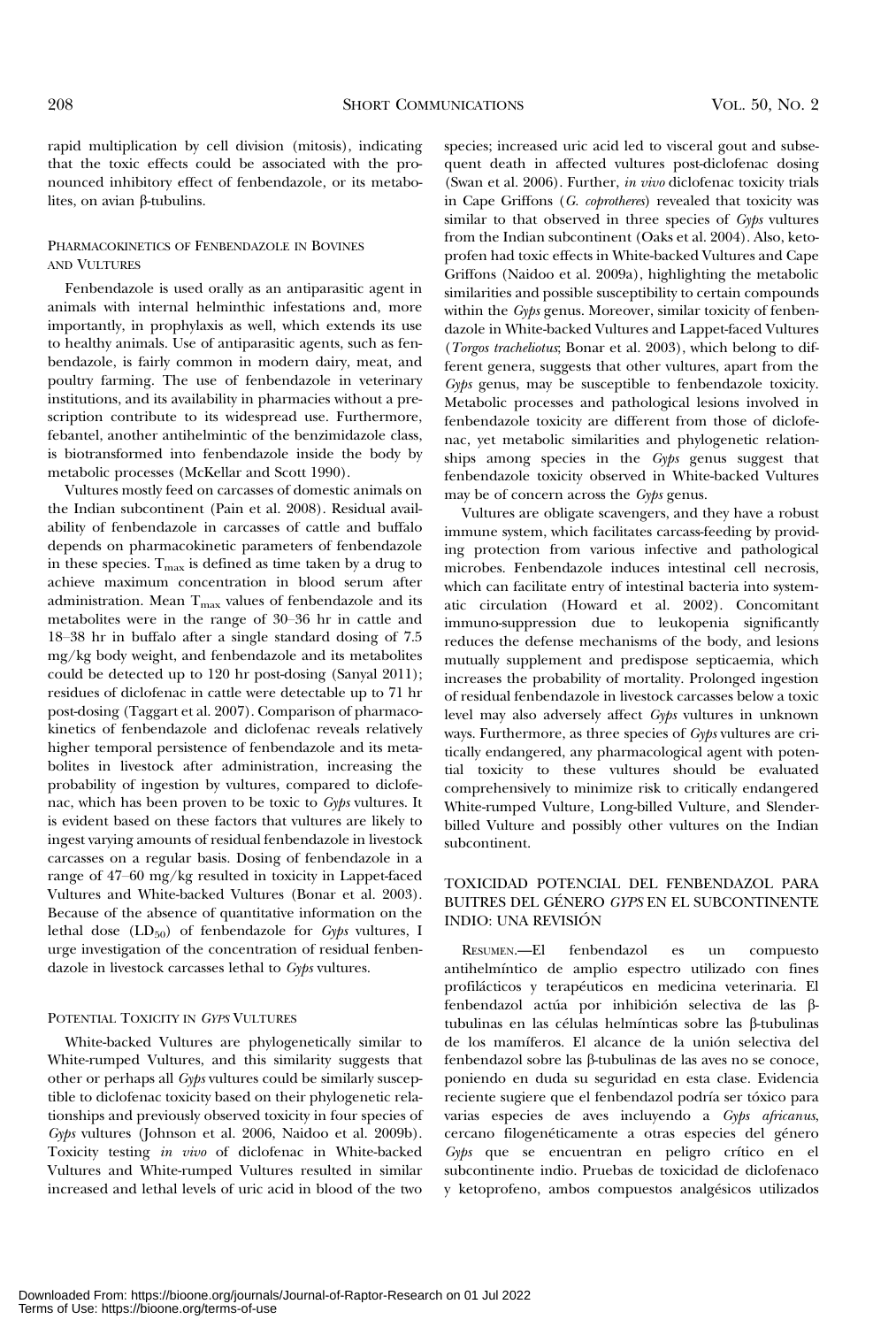rapid multiplication by cell division (mitosis), indicating that the toxic effects could be associated with the pronounced inhibitory effect of fenbendazole, or its metabolites, on avian β-tubulins.

## Pharmacokinetics of Fenbendazole in Bovines and Vultures

Fenbendazole is used orally as an antiparasitic agent in animals with internal helminthic infestations and, more importantly, in prophylaxis as well, which extends its use to healthy animals. Use of antiparasitic agents, such as fenbendazole, is fairly common in modern dairy, meat, and poultry farming. The use of fenbendazole in veterinary institutions, and its availability in pharmacies without a prescription contribute to its widespread use. Furthermore, febantel, another antihelmintic of the benzimidazole class, is biotransformed into fenbendazole inside the body by metabolic processes (McKellar and Scott 1990).

Vultures mostly feed on carcasses of domestic animals on the Indian subcontinent (Pain et al. 2008). Residual availability of fenbendazole in carcasses of cattle and buffalo depends on pharmacokinetic parameters of fenbendazole in these species. $T_{max}$ is defined as time taken by a drug to achieve maximum concentration in blood serum after administration. Mean $T_{max}$ values of fenbendazole and its metabolites were in the range of 30–36 hr in cattle and 18–38 hr in buffalo after a single standard dosing of 7.5 mg/kg body weight, and fenbendazole and its metabolites could be detected up to 120 hr post-dosing (Sanyal 2011); residues of diclofenac in cattle were detectable up to 71 hr post-dosing (Taggart et al. 2007). Comparison of pharmacokinetics of fenbendazole and diclofenac reveals relatively higher temporal persistence of fenbendazole and its metabolites in livestock after administration, increasing the probability of ingestion by vultures, compared to diclofenac, which has been proven to be toxic to *Gyps* vultures. It is evident based on these factors that vultures are likely to ingest varying amounts of residual fenbendazole in livestock carcasses on a regular basis. Dosing of fenbendazole in a range of 47–60 mg/kg resulted in toxicity in Lappet-faced Vultures and White-backed Vultures (Bonar et al. 2003). Because of the absence of quantitative information on the lethal dose ($LD_{50}$) of fenbendazole for *Gyps* vultures, I urge investigation of the concentration of residual fenbendazole in livestock carcasses lethal to *Gyps* vultures.

## Potential Toxicity in *Gyps* Vultures

White-backed Vultures are phylogenetically similar to White-rumped Vultures, and this similarity suggests that other or perhaps all *Gyps* vultures could be similarly susceptible to diclofenac toxicity based on their phylogenetic relationships and previously observed toxicity in four species of *Gyps* vultures (Johnson et al. 2006, Naidoo et al. 2009b). Toxicity testing *in vivo* of diclofenac in White-backed Vultures and White-rumped Vultures resulted in similar increased and lethal levels of uric acid in blood of the two species; increased uric acid led to visceral gout and subsequent death in affected vultures post-diclofenac dosing (Swan et al. 2006). Further, *in vivo* diclofenac toxicity trials in Cape Griffons (*G. coprotheres*) revealed that toxicity was similar to that observed in three species of *Gyps* vultures from the Indian subcontinent (Oaks et al. 2004). Also, ketoprofen had toxic effects in White-backed Vultures and Cape Griffons (Naidoo et al. 2009a), highlighting the metabolic similarities and possible susceptibility to certain compounds within the *Gyps* genus. Moreover, similar toxicity of fenbendazole in White-backed Vultures and Lappet-faced Vultures (*Torgos tracheliotus*; Bonar et al. 2003), which belong to different genera, suggests that other vultures, apart from the *Gyps* genus, may be susceptible to fenbendazole toxicity. Metabolic processes and pathological lesions involved in fenbendazole toxicity are different from those of diclofenac, yet metabolic similarities and phylogenetic relationships among species in the *Gyps* genus suggest that fenbendazole toxicity observed in White-backed Vultures may be of concern across the *Gyps* genus.

Vultures are obligate scavengers, and they have a robust immune system, which facilitates carcass-feeding by providing protection from various infective and pathological microbes. Fenbendazole induces intestinal cell necrosis, which can facilitate entry of intestinal bacteria into systematic circulation (Howard et al. 2002). Concomitant immuno-suppression due to leukopenia significantly reduces the defense mechanisms of the body, and lesions mutually supplement and predispose septicaemia, which increases the probability of mortality. Prolonged ingestion of residual fenbendazole in livestock carcasses below a toxic level may also adversely affect *Gyps* vultures in unknown ways. Furthermore, as three species of *Gyps* vultures are critically endangered, any pharmacological agent with potential toxicity to these vultures should be evaluated comprehensively to minimize risk to critically endangered White-rumped Vulture, Long-billed Vulture, and Slender-billed Vulture and possibly other vultures on the Indian subcontinent.

## Toxicidad Potencial del Fenbendazol para Buitres del Género *Gyps* en el Subcontinente Indio: Una Revisión

Resumen.—El fenbendazol es un compuesto antihelmíntico de amplio espectro utilizado con fines profilácticos y terapéuticos en medicina veterinaria. El fenbendazol actúa por inhibición selectiva de las β-tubulinas en las células helmínticas sobre las β-tubulinas de los mamíferos. El alcance de la unión selectiva del fenbendazol sobre las β-tubulinas de las aves no se conoce, poniendo en duda su seguridad en esta clase. Evidencia reciente sugiere que el fenbendazol podría ser tóxico para varias especies de aves incluyendo a *Gyps africanus*, cercano filogenéticamente a otras especies del género *Gyps* que se encuentran en peligro crítico en el subcontinente indio. Pruebas de toxicidad de diclofenaco y ketoprofeno, ambos compuestos analgésicos utilizados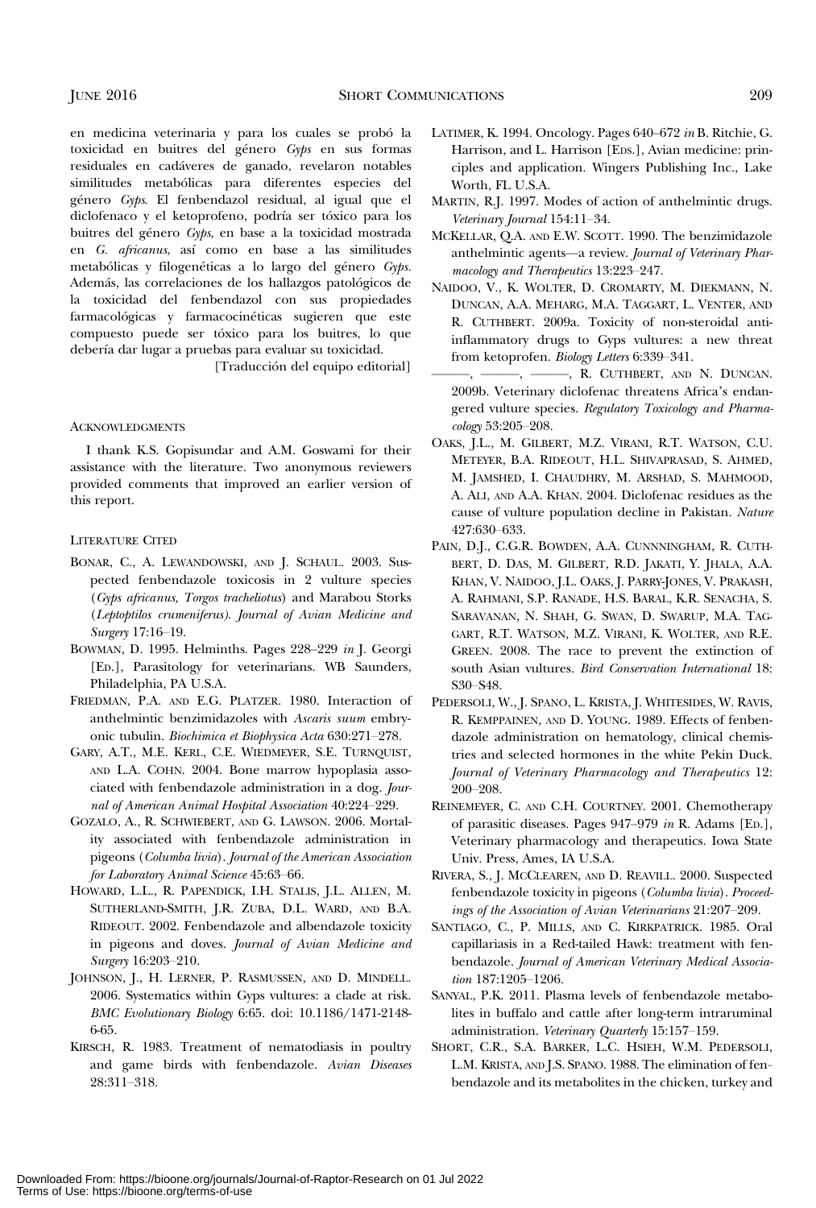en medicina veterinaria y para los cuales se probó la toxicidad en buitres del género *Gyps* en sus formas residuales en cadáveres de ganado, revelaron notables similitudes metabólicas para diferentes especies del género *Gyps*. El fenbendazol residual, al igual que el diclofenaco y el ketoprofeno, podría ser tóxico para los buitres del género *Gyps*, en base a la toxicidad mostrada en *G. africanus*, así como en base a las similitudes metabólicas y filogenéticas a lo largo del género *Gyps*. Además, las correlaciones de los hallazgos patológicos de la toxicidad del fenbendazol con sus propiedades farmacológicas y farmacocinéticas sugieren que este compuesto puede ser tóxico para los buitres, lo que debería dar lugar a pruebas para evaluar su toxicidad.

[Traducción del equipo editorial]

## Acknowledgments

I thank K.S. Gopisundar and A.M. Goswami for their assistance with the literature. Two anonymous reviewers provided comments that improved an earlier version of this report.

## Literature Cited

Bonar, C., A. Lewandowski, and J. Schaul. 2003. Suspected fenbendazole toxicosis in 2 vulture species (*Gyps africanus, Torgos tracheliotus*) and Marabou Storks (*Leptoptilos crumeniferus*). *Journal of Avian Medicine and Surgery* 17:16–19.

Bowman, D. 1995. Helminths. Pages 228–229 *in* J. Georgi [Ed.], Parasitology for veterinarians. WB Saunders, Philadelphia, PA U.S.A.

Friedman, P.A. and E.G. Platzer. 1980. Interaction of anthelmintic benzimidazoles with *Ascaris suum* embryonic tubulin. *Biochimica et Biophysica Acta* 630:271–278.

Gary, A.T., M.E. Kerl, C.E. Wiedmeyer, S.E. Turnquist, and L.A. Cohn. 2004. Bone marrow hypoplasia associated with fenbendazole administration in a dog. *Journal of American Animal Hospital Association* 40:224–229.

Gozalo, A., R. Schwiebert, and G. Lawson. 2006. Mortality associated with fenbendazole administration in pigeons (*Columba livia*). *Journal of the American Association for Laboratory Animal Science* 45:63–66.

Howard, L.L., R. Papendick, I.H. Stalis, J.L. Allen, M. Sutherland-Smith, J.R. Zuba, D.L. Ward, and B.A. Rideout. 2002. Fenbendazole and albendazole toxicity in pigeons and doves. *Journal of Avian Medicine and Surgery* 16:203–210.

Johnson, J., H. Lerner, P. Rasmussen, and D. Mindell. 2006. Systematics within Gyps vultures: a clade at risk. *BMC Evolutionary Biology* 6:65. doi: 10.1186/1471-2148-6-65.

Kirsch, R. 1983. Treatment of nematodiasis in poultry and game birds with fenbendazole. *Avian Diseases* 28:311–318.

Latimer, K. 1994. Oncology. Pages 640–672 *in* B. Ritchie, G. Harrison, and L. Harrison [Eds.], Avian medicine: principles and application. Wingers Publishing Inc., Lake Worth, FL U.S.A.

Martin, R.J. 1997. Modes of action of anthelmintic drugs. *Veterinary Journal* 154:11–34.

McKellar, Q.A. and E.W. Scott. 1990. The benzimidazole anthelmintic agents—a review. *Journal of Veterinary Pharmacology and Therapeutics* 13:223–247.

Naidoo, V., K. Wolter, D. Cromarty, M. Diekmann, N. Duncan, A.A. Meharg, M.A. Taggart, L. Venter, and R. Cuthbert. 2009a. Toxicity of non-steroidal anti-inflammatory drugs to Gyps vultures: a new threat from ketoprofen. *Biology Letters* 6:339–341.

———, ———, ———, R. Cuthbert, and N. Duncan. 2009b. Veterinary diclofenac threatens Africa's endangered vulture species. *Regulatory Toxicology and Pharmacology* 53:205–208.

Oaks, J.L., M. Gilbert, M.Z. Virani, R.T. Watson, C.U. Meteyer, B.A. Rideout, H.L. Shivaprasad, S. Ahmed, M. Jamshed, I. Chaudhry, M. Arshad, S. Mahmood, A. Ali, and A.A. Khan. 2004. Diclofenac residues as the cause of vulture population decline in Pakistan. *Nature* 427:630–633.

Pain, D.J., C.G.R. Bowden, A.A. Cunnningham, R. Cuthbert, D. Das, M. Gilbert, R.D. Jakati, Y. Jhala, A.A. Khan, V. Naidoo, J.L. Oaks, J. Parry-Jones, V. Prakash, A. Rahmani, S.P. Ranade, H.S. Baral, K.R. Senacha, S. Saravanan, N. Shah, G. Swan, D. Swarup, M.A. Taggart, R.T. Watson, M.Z. Virani, K. Wolter, and R.E. Green. 2008. The race to prevent the extinction of south Asian vultures. *Bird Conservation International* 18: S30–S48.

Pedersoli, W., J. Spano, L. Krista, J. Whitesides, W. Ravis, R. Kemppainen, and D. Young. 1989. Effects of fenbendazole administration on hematology, clinical chemistries and selected hormones in the white Pekin Duck. *Journal of Veterinary Pharmacology and Therapeutics* 12: 200–208.

Reinemeyer, C. and C.H. Courtney. 2001. Chemotherapy of parasitic diseases. Pages 947–979 *in* R. Adams [Ed.], Veterinary pharmacology and therapeutics. Iowa State Univ. Press, Ames, IA U.S.A.

Rivera, S., J. McClearen, and D. Reavill. 2000. Suspected fenbendazole toxicity in pigeons (*Columba livia*). *Proceedings of the Association of Avian Veterinarians* 21:207–209.

Santiago, C., P. Mills, and C. Kirkpatrick. 1985. Oral capillariasis in a Red-tailed Hawk: treatment with fenbendazole. *Journal of American Veterinary Medical Association* 187:1205–1206.

Sanyal, P.K. 2011. Plasma levels of fenbendazole metabolites in buffalo and cattle after long-term intraruminal administration. *Veterinary Quarterly* 15:157–159.

Short, C.R., S.A. Barker, L.C. Hsieh, W.M. Pedersoli, L.M. Krista, and J.S. Spano. 1988. The elimination of fenbendazole and its metabolites in the chicken, turkey and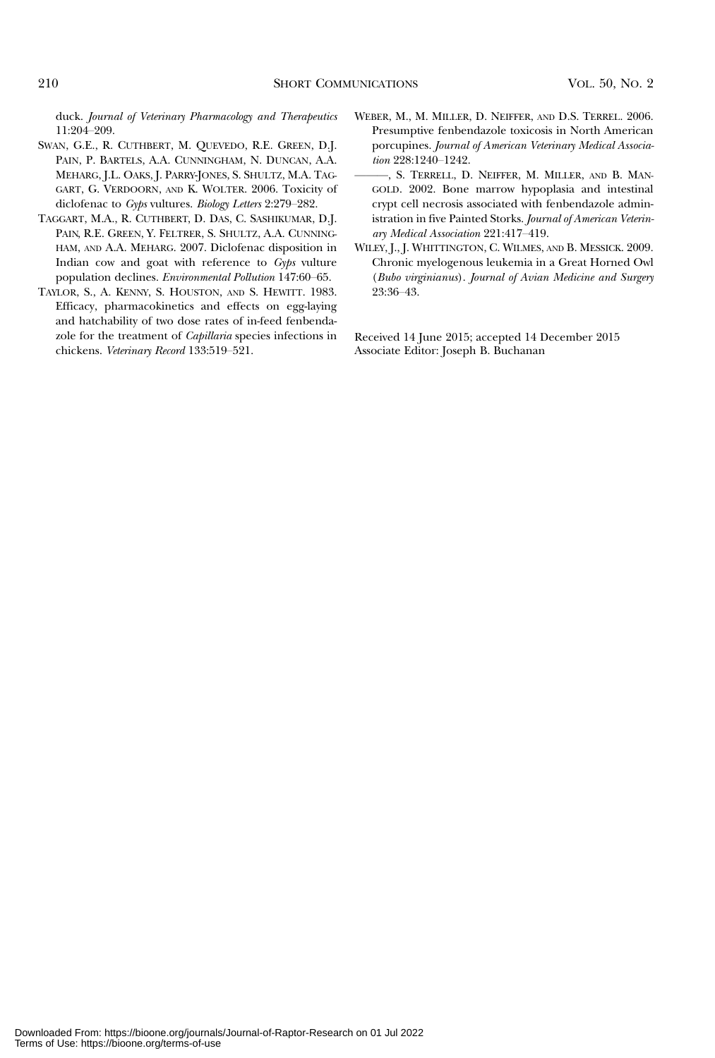duck. *Journal of Veterinary Pharmacology and Therapeutics* 11:204–209.

Swan, G.E., R. Cuthbert, M. Quevedo, R.E. Green, D.J. Pain, P. Bartels, A.A. Cunningham, N. Duncan, A.A. Meharg, J.L. Oaks, J. Parry-Jones, S. Shultz, M.A. Taggart, G. Verdoorn, and K. Wolter. 2006. Toxicity of diclofenac to *Gyps* vultures. *Biology Letters* 2:279–282.

Taggart, M.A., R. Cuthbert, D. Das, C. Sashikumar, D.J. Pain, R.E. Green, Y. Feltrer, S. Shultz, A.A. Cunningham, and A.A. Meharg. 2007. Diclofenac disposition in Indian cow and goat with reference to *Gyps* vulture population declines. *Environmental Pollution* 147:60–65.

Taylor, S., A. Kenny, S. Houston, and S. Hewitt. 1983. Efficacy, pharmacokinetics and effects on egg-laying and hatchability of two dose rates of in-feed fenbendazole for the treatment of *Capillaria* species infections in chickens. *Veterinary Record* 133:519–521.

Weber, M., M. Miller, D. Neiffer, and D.S. Terrel. 2006. Presumptive fenbendazole toxicosis in North American porcupines. *Journal of American Veterinary Medical Association* 228:1240–1242.

———, S. Terrell, D. Neiffer, M. Miller, and B. Mangold. 2002. Bone marrow hypoplasia and intestinal crypt cell necrosis associated with fenbendazole administration in five Painted Storks. *Journal of American Veterinary Medical Association* 221:417–419.

Wiley, J., J. Whittington, C. Wilmes, and B. Messick. 2009. Chronic myelogenous leukemia in a Great Horned Owl (*Bubo virginianus*). *Journal of Avian Medicine and Surgery* 23:36–43.

Received 14 June 2015; accepted 14 December 2015
Associate Editor: Joseph B. Buchanan